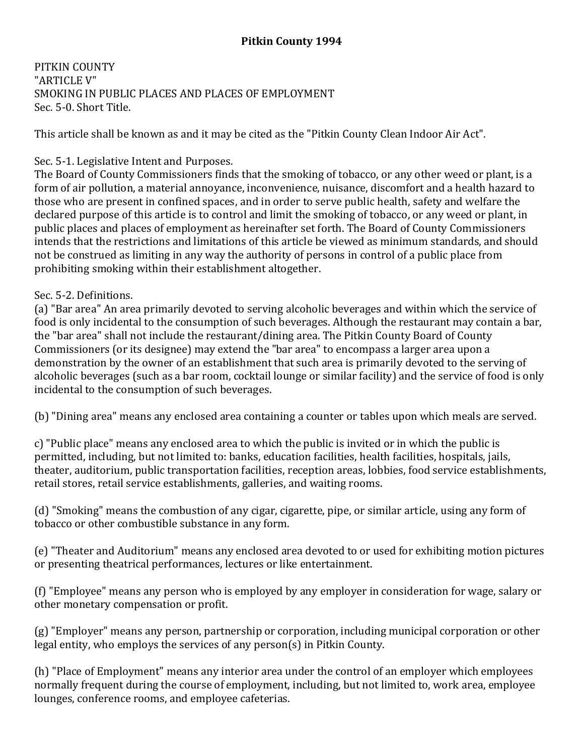# Pitkin County 1994

PITKIN COUNTY
"ARTICLE V"
SMOKING IN PUBLIC PLACES AND PLACES OF EMPLOYMENT
Sec. 5-0. Short Title.

This article shall be known as and it may be cited as the "Pitkin County Clean Indoor Air Act".

Sec. 5-1. Legislative Intent and Purposes.
The Board of County Commissioners finds that the smoking of tobacco, or any other weed or plant, is a form of air pollution, a material annoyance, inconvenience, nuisance, discomfort and a health hazard to those who are present in confined spaces, and in order to serve public health, safety and welfare the declared purpose of this article is to control and limit the smoking of tobacco, or any weed or plant, in public places and places of employment as hereinafter set forth. The Board of County Commissioners intends that the restrictions and limitations of this article be viewed as minimum standards, and should not be construed as limiting in any way the authority of persons in control of a public place from prohibiting smoking within their establishment altogether.

Sec. 5-2. Definitions.
(a) "Bar area" An area primarily devoted to serving alcoholic beverages and within which the service of food is only incidental to the consumption of such beverages. Although the restaurant may contain a bar, the "bar area" shall not include the restaurant/dining area. The Pitkin County Board of County Commissioners (or its designee) may extend the "bar area" to encompass a larger area upon a demonstration by the owner of an establishment that such area is primarily devoted to the serving of alcoholic beverages (such as a bar room, cocktail lounge or similar facility) and the service of food is only incidental to the consumption of such beverages.

(b) "Dining area" means any enclosed area containing a counter or tables upon which meals are served.

c) "Public place" means any enclosed area to which the public is invited or in which the public is permitted, including, but not limited to: banks, education facilities, health facilities, hospitals, jails, theater, auditorium, public transportation facilities, reception areas, lobbies, food service establishments, retail stores, retail service establishments, galleries, and waiting rooms.

(d) "Smoking" means the combustion of any cigar, cigarette, pipe, or similar article, using any form of tobacco or other combustible substance in any form.

(e) "Theater and Auditorium" means any enclosed area devoted to or used for exhibiting motion pictures or presenting theatrical performances, lectures or like entertainment.

(f) "Employee" means any person who is employed by any employer in consideration for wage, salary or other monetary compensation or profit.

(g) "Employer" means any person, partnership or corporation, including municipal corporation or other legal entity, who employs the services of any person(s) in Pitkin County.

(h) "Place of Employment" means any interior area under the control of an employer which employees normally frequent during the course of employment, including, but not limited to, work area, employee lounges, conference rooms, and employee cafeterias.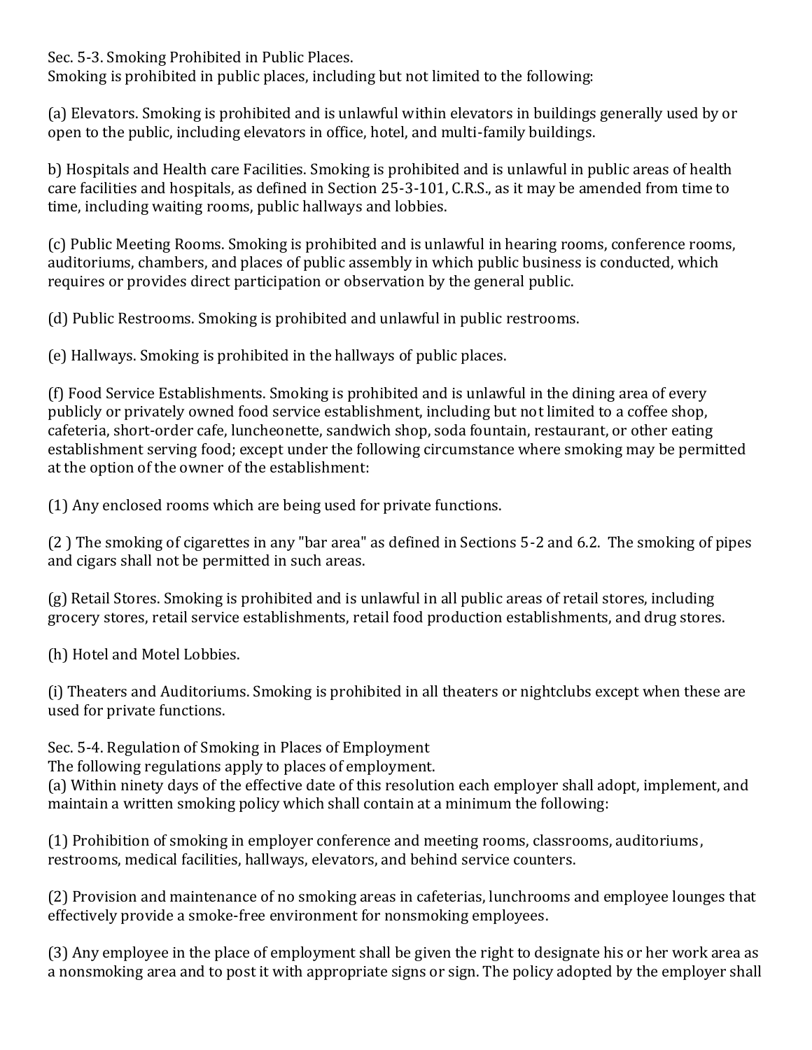Sec. 5-3. Smoking Prohibited in Public Places.
Smoking is prohibited in public places, including but not limited to the following:

(a) Elevators. Smoking is prohibited and is unlawful within elevators in buildings generally used by or open to the public, including elevators in office, hotel, and multi-family buildings.

b) Hospitals and Health care Facilities. Smoking is prohibited and is unlawful in public areas of health care facilities and hospitals, as defined in Section 25-3-101, C.R.S., as it may be amended from time to time, including waiting rooms, public hallways and lobbies.

(c) Public Meeting Rooms. Smoking is prohibited and is unlawful in hearing rooms, conference rooms, auditoriums, chambers, and places of public assembly in which public business is conducted, which requires or provides direct participation or observation by the general public.

(d) Public Restrooms. Smoking is prohibited and unlawful in public restrooms.

(e) Hallways. Smoking is prohibited in the hallways of public places.

(f) Food Service Establishments. Smoking is prohibited and is unlawful in the dining area of every publicly or privately owned food service establishment, including but not limited to a coffee shop, cafeteria, short-order cafe, luncheonette, sandwich shop, soda fountain, restaurant, or other eating establishment serving food; except under the following circumstance where smoking may be permitted at the option of the owner of the establishment:

(1) Any enclosed rooms which are being used for private functions.

(2 ) The smoking of cigarettes in any "bar area" as defined in Sections 5-2 and 6.2. The smoking of pipes and cigars shall not be permitted in such areas.

(g) Retail Stores. Smoking is prohibited and is unlawful in all public areas of retail stores, including grocery stores, retail service establishments, retail food production establishments, and drug stores.

(h) Hotel and Motel Lobbies.

(i) Theaters and Auditoriums. Smoking is prohibited in all theaters or nightclubs except when these are used for private functions.

Sec. 5-4. Regulation of Smoking in Places of Employment
The following regulations apply to places of employment.
(a) Within ninety days of the effective date of this resolution each employer shall adopt, implement, and maintain a written smoking policy which shall contain at a minimum the following:

(1) Prohibition of smoking in employer conference and meeting rooms, classrooms, auditoriums, restrooms, medical facilities, hallways, elevators, and behind service counters.

(2) Provision and maintenance of no smoking areas in cafeterias, lunchrooms and employee lounges that effectively provide a smoke-free environment for nonsmoking employees.

(3) Any employee in the place of employment shall be given the right to designate his or her work area as a nonsmoking area and to post it with appropriate signs or sign. The policy adopted by the employer shall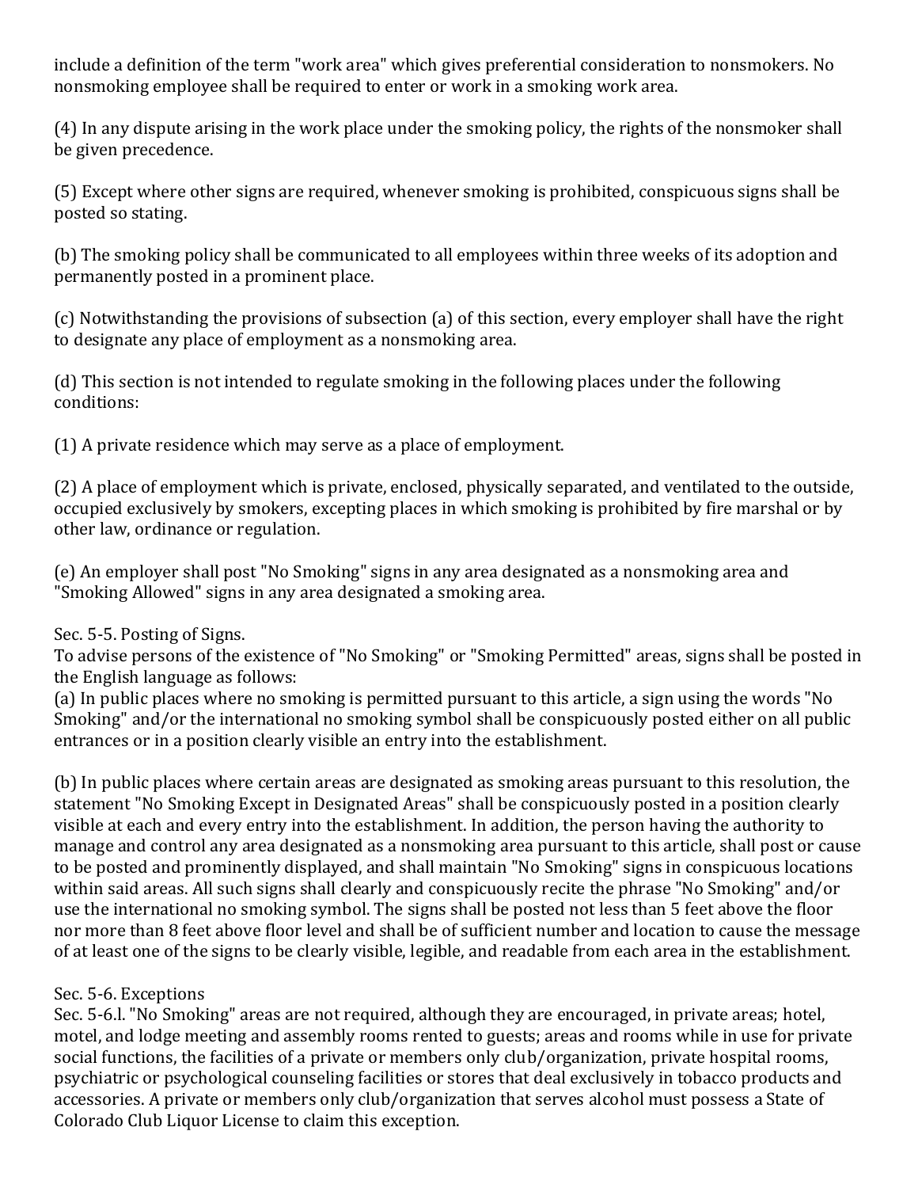include a definition of the term "work area" which gives preferential consideration to nonsmokers. No nonsmoking employee shall be required to enter or work in a smoking work area.

(4) In any dispute arising in the work place under the smoking policy, the rights of the nonsmoker shall be given precedence.

(5) Except where other signs are required, whenever smoking is prohibited, conspicuous signs shall be posted so stating.

(b) The smoking policy shall be communicated to all employees within three weeks of its adoption and permanently posted in a prominent place.

(c) Notwithstanding the provisions of subsection (a) of this section, every employer shall have the right to designate any place of employment as a nonsmoking area.

(d) This section is not intended to regulate smoking in the following places under the following conditions:

(1) A private residence which may serve as a place of employment.

(2) A place of employment which is private, enclosed, physically separated, and ventilated to the outside, occupied exclusively by smokers, excepting places in which smoking is prohibited by fire marshal or by other law, ordinance or regulation.

(e) An employer shall post "No Smoking" signs in any area designated as a nonsmoking area and "Smoking Allowed" signs in any area designated a smoking area.

Sec. 5-5. Posting of Signs.
To advise persons of the existence of "No Smoking" or "Smoking Permitted" areas, signs shall be posted in the English language as follows:
(a) In public places where no smoking is permitted pursuant to this article, a sign using the words "No Smoking" and/or the international no smoking symbol shall be conspicuously posted either on all public entrances or in a position clearly visible an entry into the establishment.

(b) In public places where certain areas are designated as smoking areas pursuant to this resolution, the statement "No Smoking Except in Designated Areas" shall be conspicuously posted in a position clearly visible at each and every entry into the establishment. In addition, the person having the authority to manage and control any area designated as a nonsmoking area pursuant to this article, shall post or cause to be posted and prominently displayed, and shall maintain "No Smoking" signs in conspicuous locations within said areas. All such signs shall clearly and conspicuously recite the phrase "No Smoking" and/or use the international no smoking symbol. The signs shall be posted not less than 5 feet above the floor nor more than 8 feet above floor level and shall be of sufficient number and location to cause the message of at least one of the signs to be clearly visible, legible, and readable from each area in the establishment.

Sec. 5-6. Exceptions
Sec. 5-6.l. "No Smoking" areas are not required, although they are encouraged, in private areas; hotel, motel, and lodge meeting and assembly rooms rented to guests; areas and rooms while in use for private social functions, the facilities of a private or members only club/organization, private hospital rooms, psychiatric or psychological counseling facilities or stores that deal exclusively in tobacco products and accessories. A private or members only club/organization that serves alcohol must possess a State of Colorado Club Liquor License to claim this exception.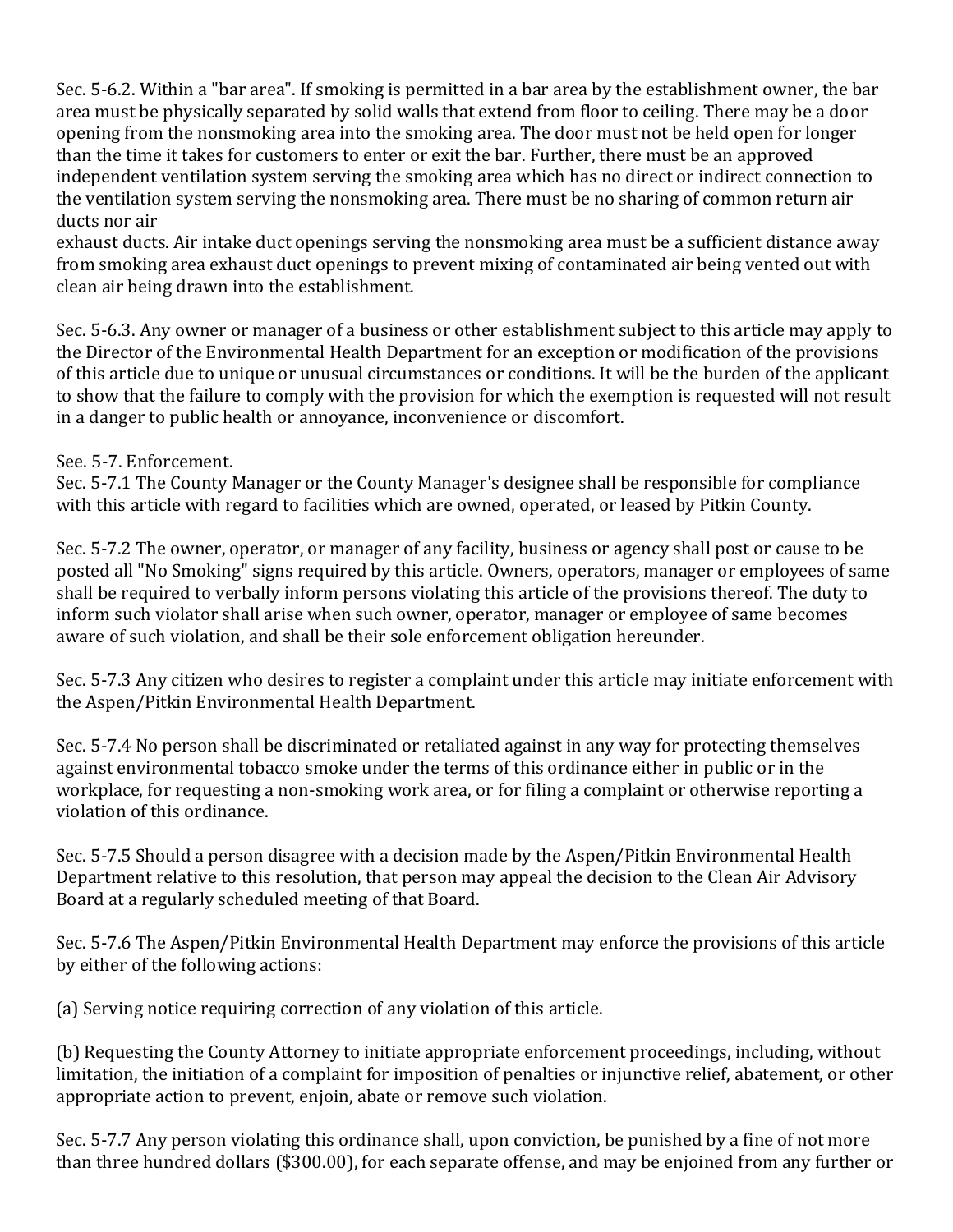Sec. 5-6.2. Within a "bar area". If smoking is permitted in a bar area by the establishment owner, the bar area must be physically separated by solid walls that extend from floor to ceiling. There may be a door opening from the nonsmoking area into the smoking area. The door must not be held open for longer than the time it takes for customers to enter or exit the bar. Further, there must be an approved independent ventilation system serving the smoking area which has no direct or indirect connection to the ventilation system serving the nonsmoking area. There must be no sharing of common return air ducts nor air exhaust ducts. Air intake duct openings serving the nonsmoking area must be a sufficient distance away from smoking area exhaust duct openings to prevent mixing of contaminated air being vented out with clean air being drawn into the establishment.

Sec. 5-6.3. Any owner or manager of a business or other establishment subject to this article may apply to the Director of the Environmental Health Department for an exception or modification of the provisions of this article due to unique or unusual circumstances or conditions. It will be the burden of the applicant to show that the failure to comply with the provision for which the exemption is requested will not result in a danger to public health or annoyance, inconvenience or discomfort.

See. 5-7. Enforcement.

Sec. 5-7.1 The County Manager or the County Manager's designee shall be responsible for compliance with this article with regard to facilities which are owned, operated, or leased by Pitkin County.

Sec. 5-7.2 The owner, operator, or manager of any facility, business or agency shall post or cause to be posted all "No Smoking" signs required by this article. Owners, operators, manager or employees of same shall be required to verbally inform persons violating this article of the provisions thereof. The duty to inform such violator shall arise when such owner, operator, manager or employee of same becomes aware of such violation, and shall be their sole enforcement obligation hereunder.

Sec. 5-7.3 Any citizen who desires to register a complaint under this article may initiate enforcement with the Aspen/Pitkin Environmental Health Department.

Sec. 5-7.4 No person shall be discriminated or retaliated against in any way for protecting themselves against environmental tobacco smoke under the terms of this ordinance either in public or in the workplace, for requesting a non-smoking work area, or for filing a complaint or otherwise reporting a violation of this ordinance.

Sec. 5-7.5 Should a person disagree with a decision made by the Aspen/Pitkin Environmental Health Department relative to this resolution, that person may appeal the decision to the Clean Air Advisory Board at a regularly scheduled meeting of that Board.

Sec. 5-7.6 The Aspen/Pitkin Environmental Health Department may enforce the provisions of this article by either of the following actions:

(a) Serving notice requiring correction of any violation of this article.

(b) Requesting the County Attorney to initiate appropriate enforcement proceedings, including, without limitation, the initiation of a complaint for imposition of penalties or injunctive relief, abatement, or other appropriate action to prevent, enjoin, abate or remove such violation.

Sec. 5-7.7 Any person violating this ordinance shall, upon conviction, be punished by a fine of not more than three hundred dollars ($300.00), for each separate offense, and may be enjoined from any further or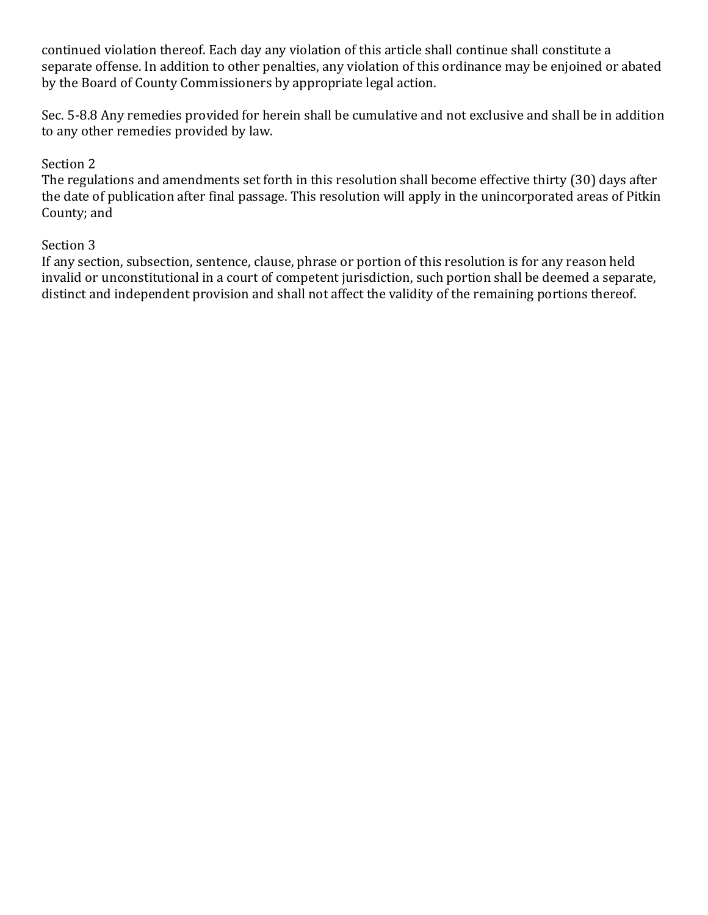continued violation thereof. Each day any violation of this article shall continue shall constitute a separate offense. In addition to other penalties, any violation of this ordinance may be enjoined or abated by the Board of County Commissioners by appropriate legal action.

Sec. 5-8.8 Any remedies provided for herein shall be cumulative and not exclusive and shall be in addition to any other remedies provided by law.

Section 2

The regulations and amendments set forth in this resolution shall become effective thirty (30) days after the date of publication after final passage. This resolution will apply in the unincorporated areas of Pitkin County; and

Section 3

If any section, subsection, sentence, clause, phrase or portion of this resolution is for any reason held invalid or unconstitutional in a court of competent jurisdiction, such portion shall be deemed a separate, distinct and independent provision and shall not affect the validity of the remaining portions thereof.